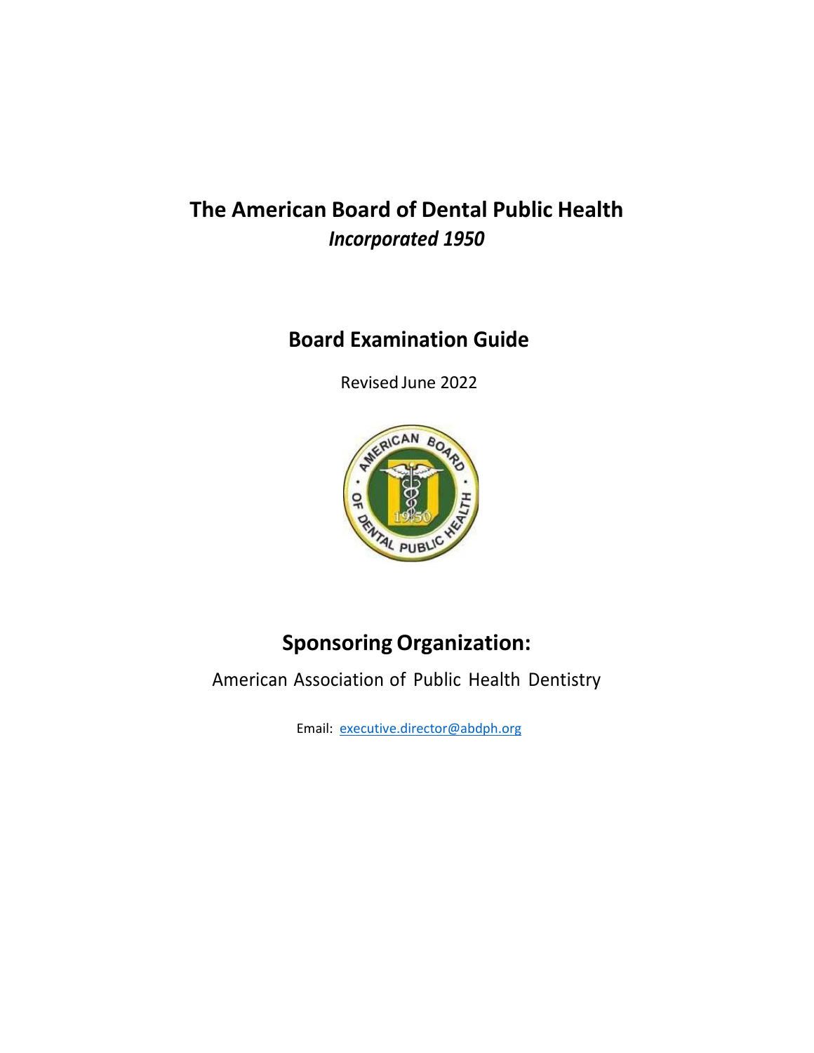# The American Board of Dental Public Health

*Incorporated 1950*

## Board Examination Guide

Revised June 2022

## Sponsoring Organization:

American Association of Public Health Dentistry

Email: [executive.director@abdph.org](mailto:executive.director@abdph.org)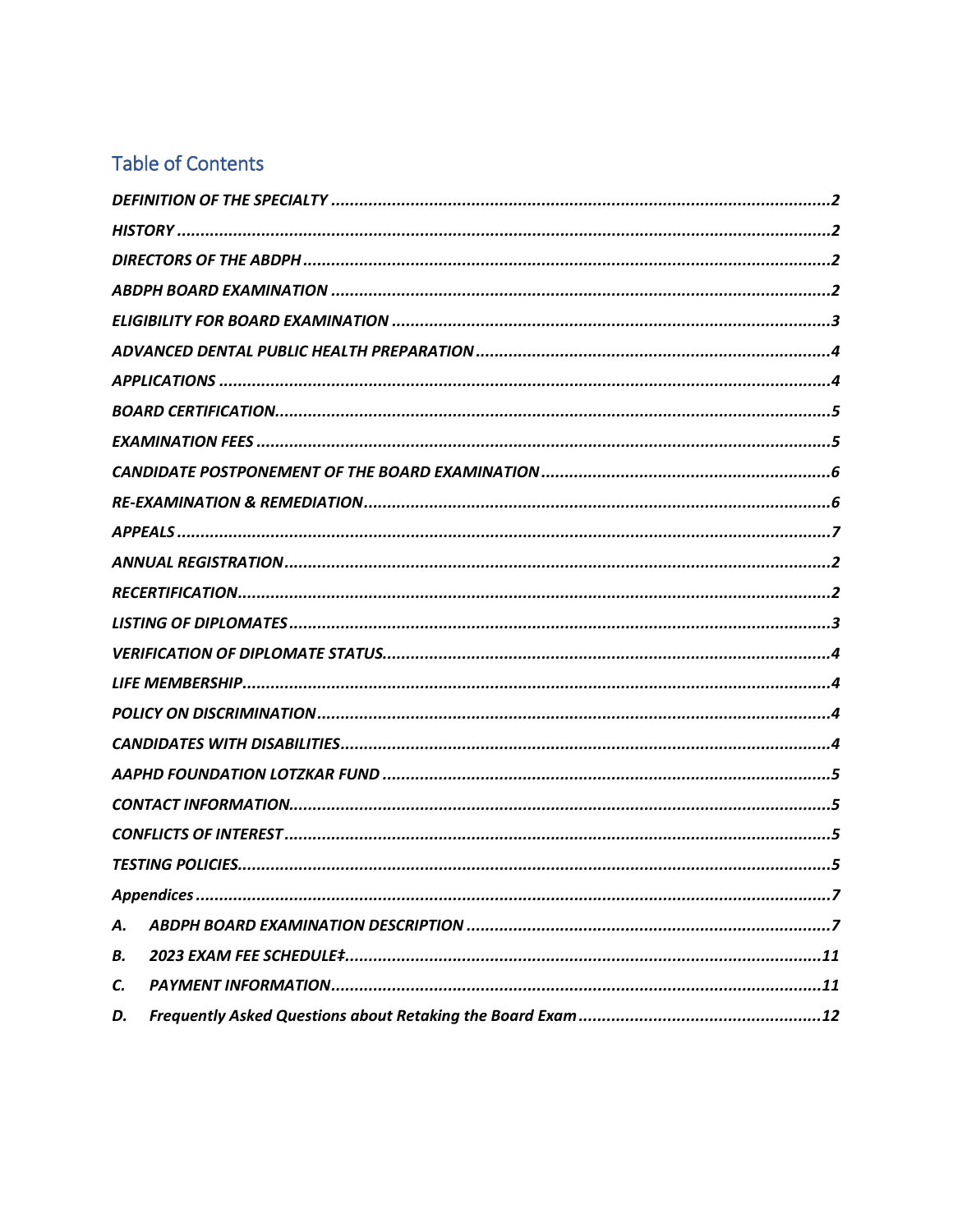## Table of Contents

*DEFINITION OF THE SPECIALTY* ........................................................................................................ *2*

*HISTORY* ........................................................................................................ *2*

*DIRECTORS OF THE ABDPH* ........................................................................................................ *2*

*ABDPH BOARD EXAMINATION* ........................................................................................................ *2*

*ELIGIBILITY FOR BOARD EXAMINATION* ........................................................................................................ *3*

*ADVANCED DENTAL PUBLIC HEALTH PREPARATION* ........................................................................................................ *4*

*APPLICATIONS* ........................................................................................................ *4*

*BOARD CERTIFICATION* ........................................................................................................ *5*

*EXAMINATION FEES* ........................................................................................................ *5*

*CANDIDATE POSTPONEMENT OF THE BOARD EXAMINATION* ........................................................................................................ *6*

*RE-EXAMINATION & REMEDIATION* ........................................................................................................ *6*

*APPEALS* ........................................................................................................ *7*

*ANNUAL REGISTRATION* ........................................................................................................ *2*

*RECERTIFICATION* ........................................................................................................ *2*

*LISTING OF DIPLOMATES* ........................................................................................................ *3*

*VERIFICATION OF DIPLOMATE STATUS* ........................................................................................................ *4*

*LIFE MEMBERSHIP* ........................................................................................................ *4*

*POLICY ON DISCRIMINATION* ........................................................................................................ *4*

*CANDIDATES WITH DISABILITIES* ........................................................................................................ *4*

*AAPHD FOUNDATION LOTZKAR FUND* ........................................................................................................ *5*

*CONTACT INFORMATION* ........................................................................................................ *5*

*CONFLICTS OF INTEREST* ........................................................................................................ *5*

*TESTING POLICIES* ........................................................................................................ *5*

*Appendices* ........................................................................................................ *7*

*A. ABDPH BOARD EXAMINATION DESCRIPTION* ........................................................................................................ *7*

*B. 2023 EXAM FEE SCHEDULE‡* ........................................................................................................ *11*

*C. PAYMENT INFORMATION* ........................................................................................................ *11*

*D. Frequently Asked Questions about Retaking the Board Exam* ........................................................................................................ *12*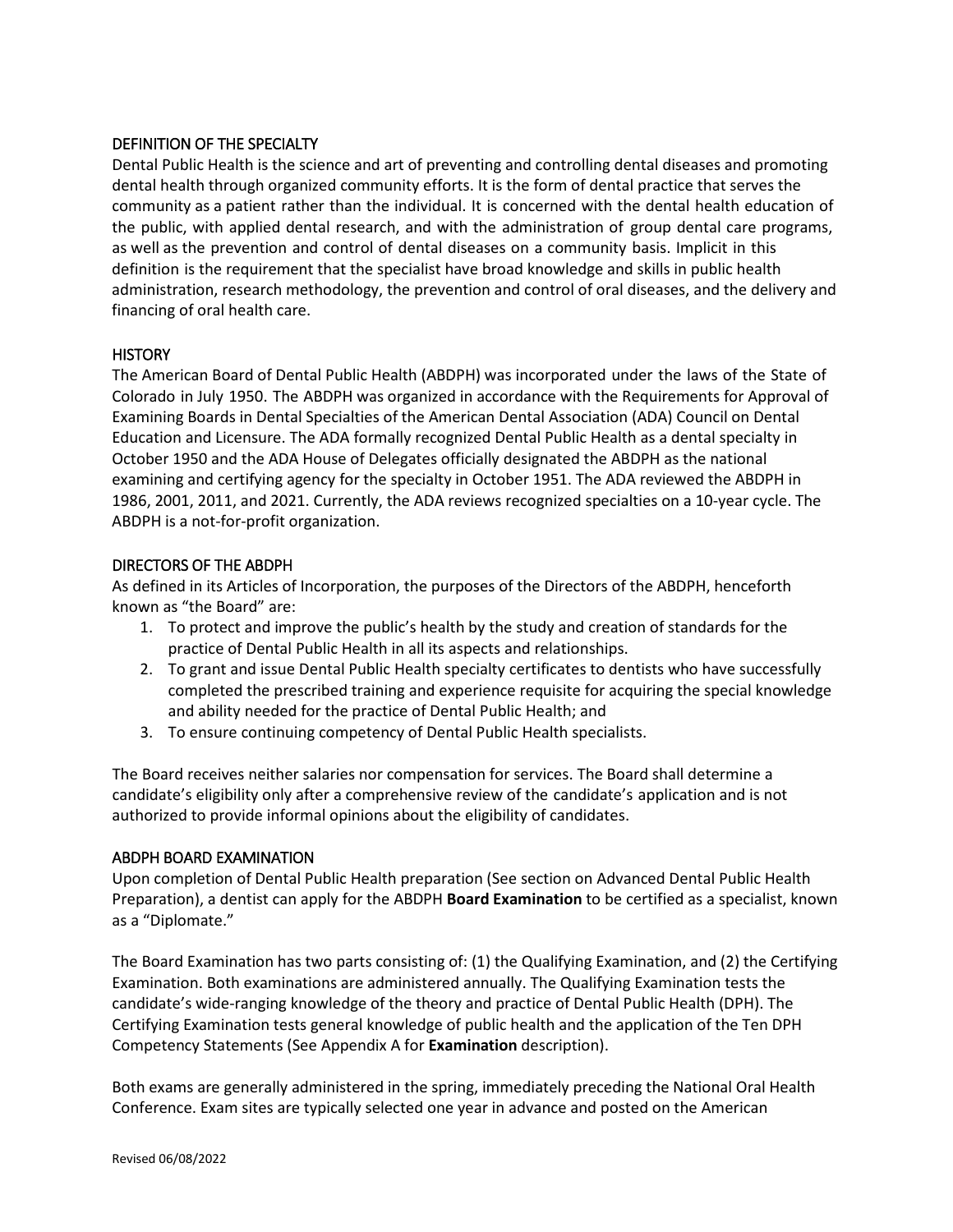## DEFINITION OF THE SPECIALTY

Dental Public Health is the science and art of preventing and controlling dental diseases and promoting dental health through organized community efforts. It is the form of dental practice that serves the community as a patient rather than the individual. It is concerned with the dental health education of the public, with applied dental research, and with the administration of group dental care programs, as well as the prevention and control of dental diseases on a community basis. Implicit in this definition is the requirement that the specialist have broad knowledge and skills in public health administration, research methodology, the prevention and control of oral diseases, and the delivery and financing of oral health care.

## HISTORY

The American Board of Dental Public Health (ABDPH) was incorporated under the laws of the State of Colorado in July 1950. The ABDPH was organized in accordance with the Requirements for Approval of Examining Boards in Dental Specialties of the American Dental Association (ADA) Council on Dental Education and Licensure. The ADA formally recognized Dental Public Health as a dental specialty in October 1950 and the ADA House of Delegates officially designated the ABDPH as the national examining and certifying agency for the specialty in October 1951. The ADA reviewed the ABDPH in 1986, 2001, 2011, and 2021. Currently, the ADA reviews recognized specialties on a 10-year cycle. The ABDPH is a not-for-profit organization.

## DIRECTORS OF THE ABDPH

As defined in its Articles of Incorporation, the purposes of the Directors of the ABDPH, henceforth known as "the Board" are:

1. To protect and improve the public's health by the study and creation of standards for the practice of Dental Public Health in all its aspects and relationships.
2. To grant and issue Dental Public Health specialty certificates to dentists who have successfully completed the prescribed training and experience requisite for acquiring the special knowledge and ability needed for the practice of Dental Public Health; and
3. To ensure continuing competency of Dental Public Health specialists.

The Board receives neither salaries nor compensation for services. The Board shall determine a candidate's eligibility only after a comprehensive review of the candidate's application and is not authorized to provide informal opinions about the eligibility of candidates.

## ABDPH BOARD EXAMINATION

Upon completion of Dental Public Health preparation (See section on Advanced Dental Public Health Preparation), a dentist can apply for the ABDPH **Board Examination** to be certified as a specialist, known as a "Diplomate."

The Board Examination has two parts consisting of: (1) the Qualifying Examination, and (2) the Certifying Examination. Both examinations are administered annually. The Qualifying Examination tests the candidate's wide-ranging knowledge of the theory and practice of Dental Public Health (DPH). The Certifying Examination tests general knowledge of public health and the application of the Ten DPH Competency Statements (See Appendix A for **Examination** description).

Both exams are generally administered in the spring, immediately preceding the National Oral Health Conference. Exam sites are typically selected one year in advance and posted on the American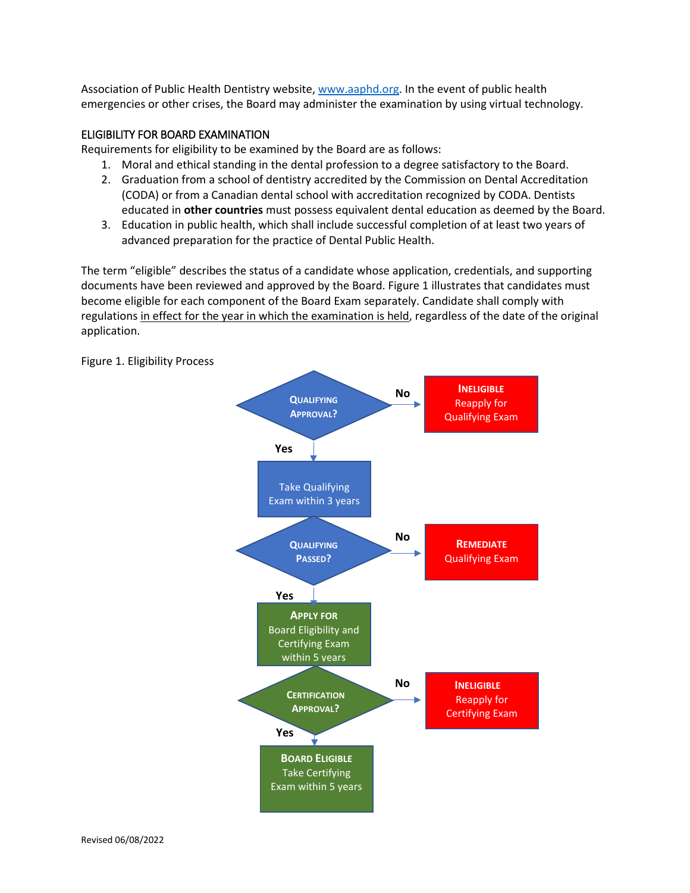Association of Public Health Dentistry website, [www.aaphd.org](http://www.aaphd.org). In the event of public health emergencies or other crises, the Board may administer the examination by using virtual technology.

## ELIGIBILITY FOR BOARD EXAMINATION

Requirements for eligibility to be examined by the Board are as follows:

1. Moral and ethical standing in the dental profession to a degree satisfactory to the Board.
2. Graduation from a school of dentistry accredited by the Commission on Dental Accreditation (CODA) or from a Canadian dental school with accreditation recognized by CODA. Dentists educated in **other countries** must possess equivalent dental education as deemed by the Board.
3. Education in public health, which shall include successful completion of at least two years of advanced preparation for the practice of Dental Public Health.

The term "eligible" describes the status of a candidate whose application, credentials, and supporting documents have been reviewed and approved by the Board. Figure 1 illustrates that candidates must become eligible for each component of the Board Exam separately. Candidate shall comply with regulations in effect for the year in which the examination is held, regardless of the date of the original application.

Figure 1. Eligibility Process

- **QUALIFYING APPROVAL?**
  - No → **INELIGIBLE** Reapply for Qualifying Exam
  - Yes → Take Qualifying Exam within 3 years
- **QUALIFYING PASSED?**
  - No → **REMEDIATE** Qualifying Exam
  - Yes → **APPLY FOR** Board Eligibility and Certifying Exam within 5 years
- **CERTIFICATION APPROVAL?**
  - No → **INELIGIBLE** Reapply for Certifying Exam
  - Yes → **BOARD ELIGIBLE** Take Certifying Exam within 5 years

Revised 06/08/2022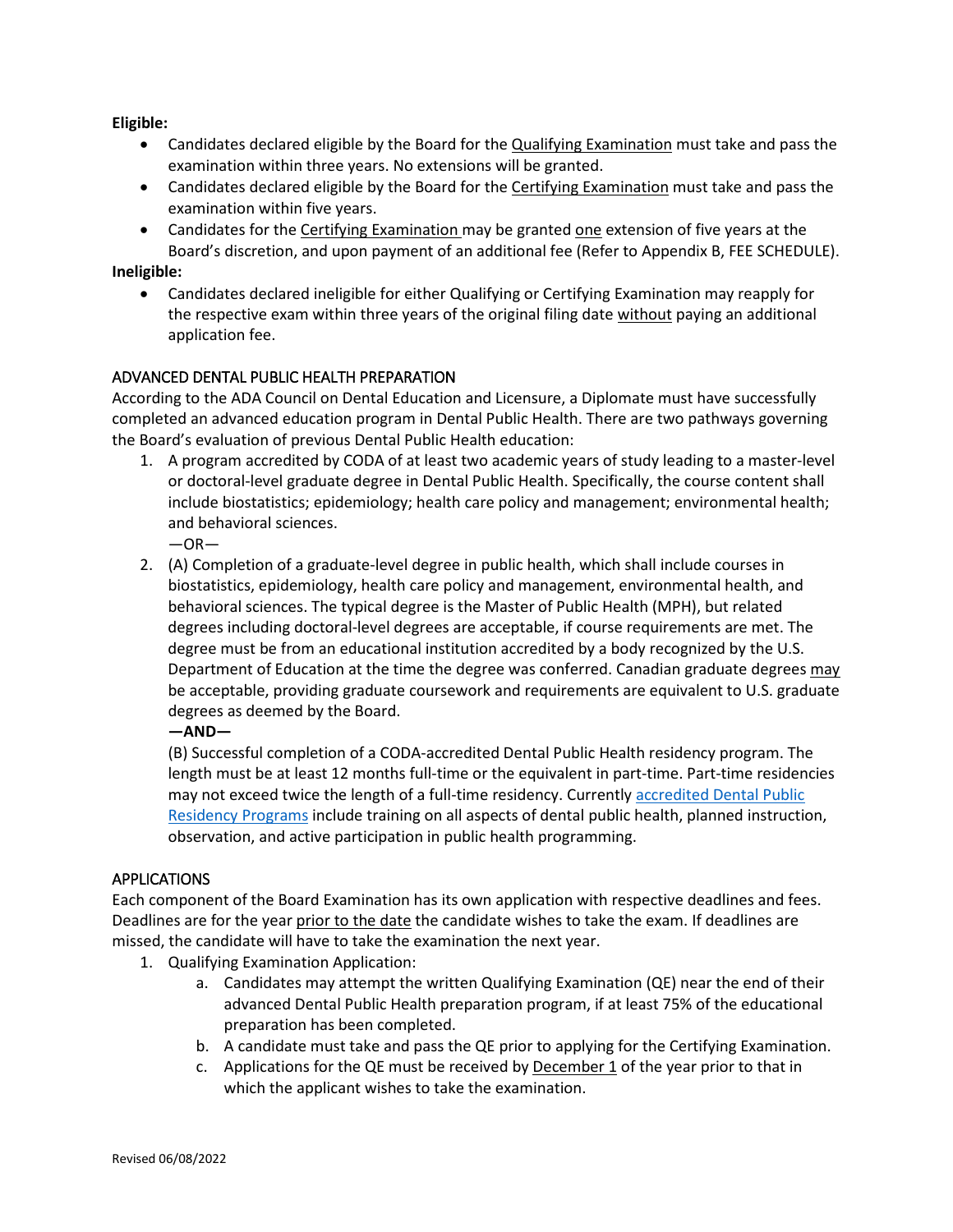**Eligible:**

- Candidates declared eligible by the Board for the Qualifying Examination must take and pass the examination within three years. No extensions will be granted.
- Candidates declared eligible by the Board for the Certifying Examination must take and pass the examination within five years.
- Candidates for the Certifying Examination may be granted one extension of five years at the Board's discretion, and upon payment of an additional fee (Refer to Appendix B, FEE SCHEDULE).

**Ineligible:**

- Candidates declared ineligible for either Qualifying or Certifying Examination may reapply for the respective exam within three years of the original filing date without paying an additional application fee.

## ADVANCED DENTAL PUBLIC HEALTH PREPARATION

According to the ADA Council on Dental Education and Licensure, a Diplomate must have successfully completed an advanced education program in Dental Public Health. There are two pathways governing the Board's evaluation of previous Dental Public Health education:

1. A program accredited by CODA of at least two academic years of study leading to a master-level or doctoral-level graduate degree in Dental Public Health. Specifically, the course content shall include biostatistics; epidemiology; health care policy and management; environmental health; and behavioral sciences.

   —OR—

2. (A) Completion of a graduate-level degree in public health, which shall include courses in biostatistics, epidemiology, health care policy and management, environmental health, and behavioral sciences. The typical degree is the Master of Public Health (MPH), but related degrees including doctoral-level degrees are acceptable, if course requirements are met. The degree must be from an educational institution accredited by a body recognized by the U.S. Department of Education at the time the degree was conferred. Canadian graduate degrees may be acceptable, providing graduate coursework and requirements are equivalent to U.S. graduate degrees as deemed by the Board.

   **—AND—**

   (B) Successful completion of a CODA-accredited Dental Public Health residency program. The length must be at least 12 months full-time or the equivalent in part-time. Part-time residencies may not exceed twice the length of a full-time residency. Currently accredited Dental Public Residency Programs include training on all aspects of dental public health, planned instruction, observation, and active participation in public health programming.

## APPLICATIONS

Each component of the Board Examination has its own application with respective deadlines and fees. Deadlines are for the year prior to the date the candidate wishes to take the exam. If deadlines are missed, the candidate will have to take the examination the next year.

1. Qualifying Examination Application:
   a. Candidates may attempt the written Qualifying Examination (QE) near the end of their advanced Dental Public Health preparation program, if at least 75% of the educational preparation has been completed.
   b. A candidate must take and pass the QE prior to applying for the Certifying Examination.
   c. Applications for the QE must be received by December 1 of the year prior to that in which the applicant wishes to take the examination.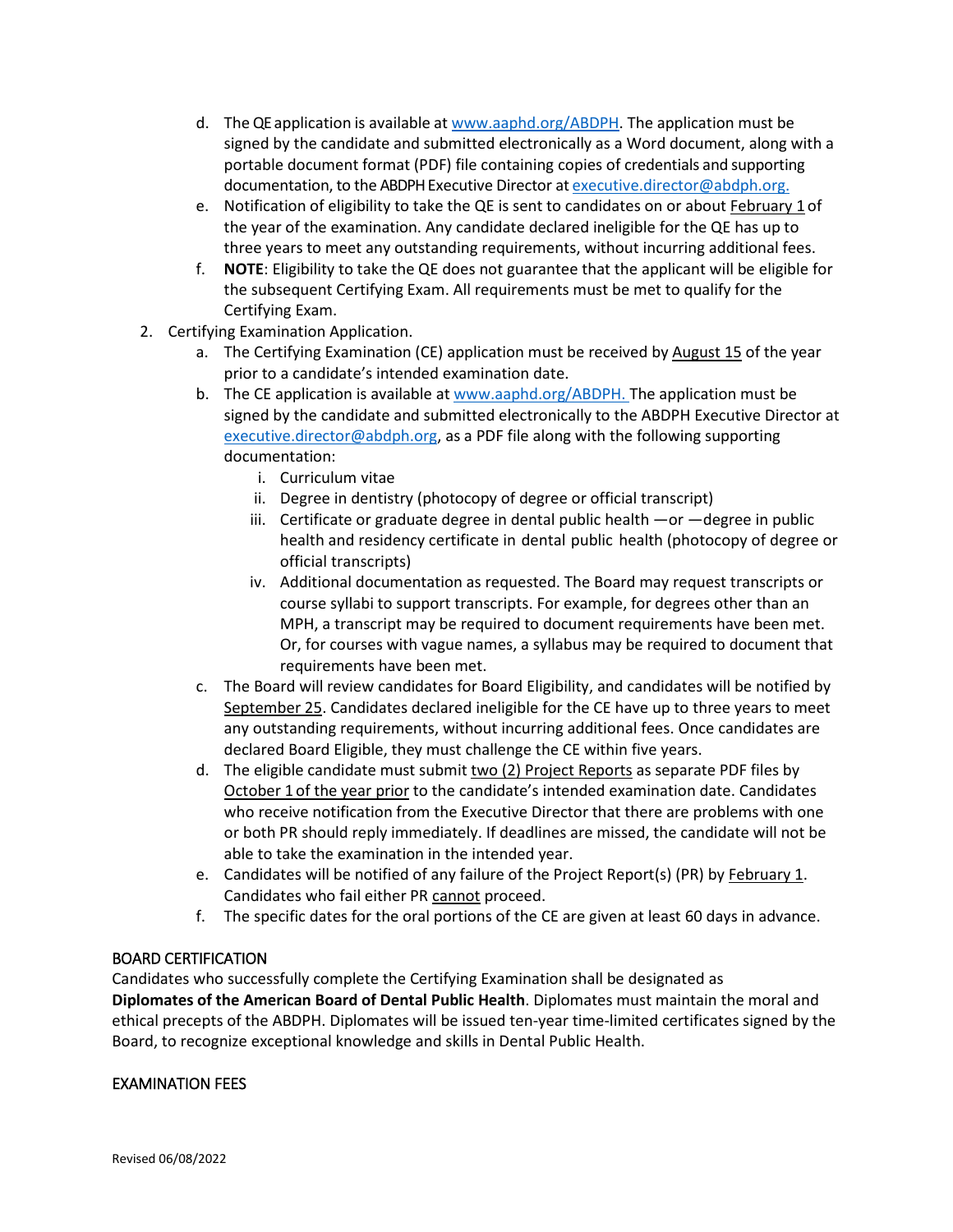d. The QE application is available at www.aaphd.org/ABDPH. The application must be signed by the candidate and submitted electronically as a Word document, along with a portable document format (PDF) file containing copies of credentials and supporting documentation, to the ABDPH Executive Director at executive.director@abdph.org.

e. Notification of eligibility to take the QE is sent to candidates on or about February 1 of the year of the examination. Any candidate declared ineligible for the QE has up to three years to meet any outstanding requirements, without incurring additional fees.

f. **NOTE**: Eligibility to take the QE does not guarantee that the applicant will be eligible for the subsequent Certifying Exam. All requirements must be met to qualify for the Certifying Exam.

2. Certifying Examination Application.
   a. The Certifying Examination (CE) application must be received by August 15 of the year prior to a candidate's intended examination date.
   b. The CE application is available at www.aaphd.org/ABDPH. The application must be signed by the candidate and submitted electronically to the ABDPH Executive Director at executive.director@abdph.org, as a PDF file along with the following supporting documentation:
      i. Curriculum vitae
      ii. Degree in dentistry (photocopy of degree or official transcript)
      iii. Certificate or graduate degree in dental public health —or —degree in public health and residency certificate in dental public health (photocopy of degree or official transcripts)
      iv. Additional documentation as requested. The Board may request transcripts or course syllabi to support transcripts. For example, for degrees other than an MPH, a transcript may be required to document requirements have been met. Or, for courses with vague names, a syllabus may be required to document that requirements have been met.
   c. The Board will review candidates for Board Eligibility, and candidates will be notified by September 25. Candidates declared ineligible for the CE have up to three years to meet any outstanding requirements, without incurring additional fees. Once candidates are declared Board Eligible, they must challenge the CE within five years.
   d. The eligible candidate must submit two (2) Project Reports as separate PDF files by October 1 of the year prior to the candidate's intended examination date. Candidates who receive notification from the Executive Director that there are problems with one or both PR should reply immediately. If deadlines are missed, the candidate will not be able to take the examination in the intended year.
   e. Candidates will be notified of any failure of the Project Report(s) (PR) by February 1. Candidates who fail either PR cannot proceed.
   f. The specific dates for the oral portions of the CE are given at least 60 days in advance.

## BOARD CERTIFICATION

Candidates who successfully complete the Certifying Examination shall be designated as **Diplomates of the American Board of Dental Public Health**. Diplomates must maintain the moral and ethical precepts of the ABDPH. Diplomates will be issued ten-year time-limited certificates signed by the Board, to recognize exceptional knowledge and skills in Dental Public Health.

## EXAMINATION FEES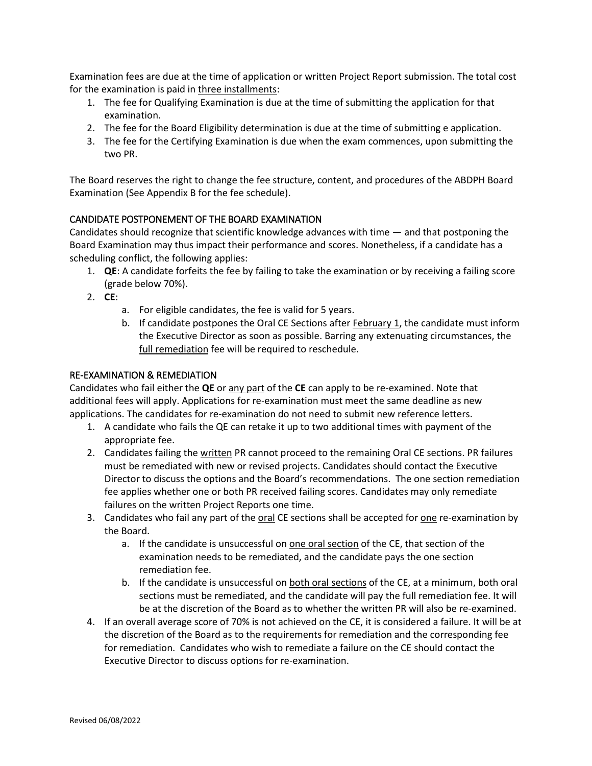Examination fees are due at the time of application or written Project Report submission. The total cost for the examination is paid in <u>three installments</u>:

1. The fee for Qualifying Examination is due at the time of submitting the application for that examination.
2. The fee for the Board Eligibility determination is due at the time of submitting e application.
3. The fee for the Certifying Examination is due when the exam commences, upon submitting the two PR.

The Board reserves the right to change the fee structure, content, and procedures of the ABDPH Board Examination (See Appendix B for the fee schedule).

## CANDIDATE POSTPONEMENT OF THE BOARD EXAMINATION

Candidates should recognize that scientific knowledge advances with time — and that postponing the Board Examination may thus impact their performance and scores. Nonetheless, if a candidate has a scheduling conflict, the following applies:

1. **QE**: A candidate forfeits the fee by failing to take the examination or by receiving a failing score (grade below 70%).
2. **CE**:
   a. For eligible candidates, the fee is valid for 5 years.
   b. If candidate postpones the Oral CE Sections after <u>February 1</u>, the candidate must inform the Executive Director as soon as possible. Barring any extenuating circumstances, the <u>full remediation</u> fee will be required to reschedule.

## RE-EXAMINATION & REMEDIATION

Candidates who fail either the **QE** or <u>any part</u> of the **CE** can apply to be re-examined. Note that additional fees will apply. Applications for re-examination must meet the same deadline as new applications. The candidates for re-examination do not need to submit new reference letters.

1. A candidate who fails the QE can retake it up to two additional times with payment of the appropriate fee.
2. Candidates failing the <u>written</u> PR cannot proceed to the remaining Oral CE sections. PR failures must be remediated with new or revised projects. Candidates should contact the Executive Director to discuss the options and the Board's recommendations. The one section remediation fee applies whether one or both PR received failing scores. Candidates may only remediate failures on the written Project Reports one time.
3. Candidates who fail any part of the <u>oral</u> CE sections shall be accepted for <u>one</u> re-examination by the Board.
   a. If the candidate is unsuccessful on <u>one oral section</u> of the CE, that section of the examination needs to be remediated, and the candidate pays the one section remediation fee.
   b. If the candidate is unsuccessful on <u>both oral sections</u> of the CE, at a minimum, both oral sections must be remediated, and the candidate will pay the full remediation fee. It will be at the discretion of the Board as to whether the written PR will also be re-examined.
4. If an overall average score of 70% is not achieved on the CE, it is considered a failure. It will be at the discretion of the Board as to the requirements for remediation and the corresponding fee for remediation. Candidates who wish to remediate a failure on the CE should contact the Executive Director to discuss options for re-examination.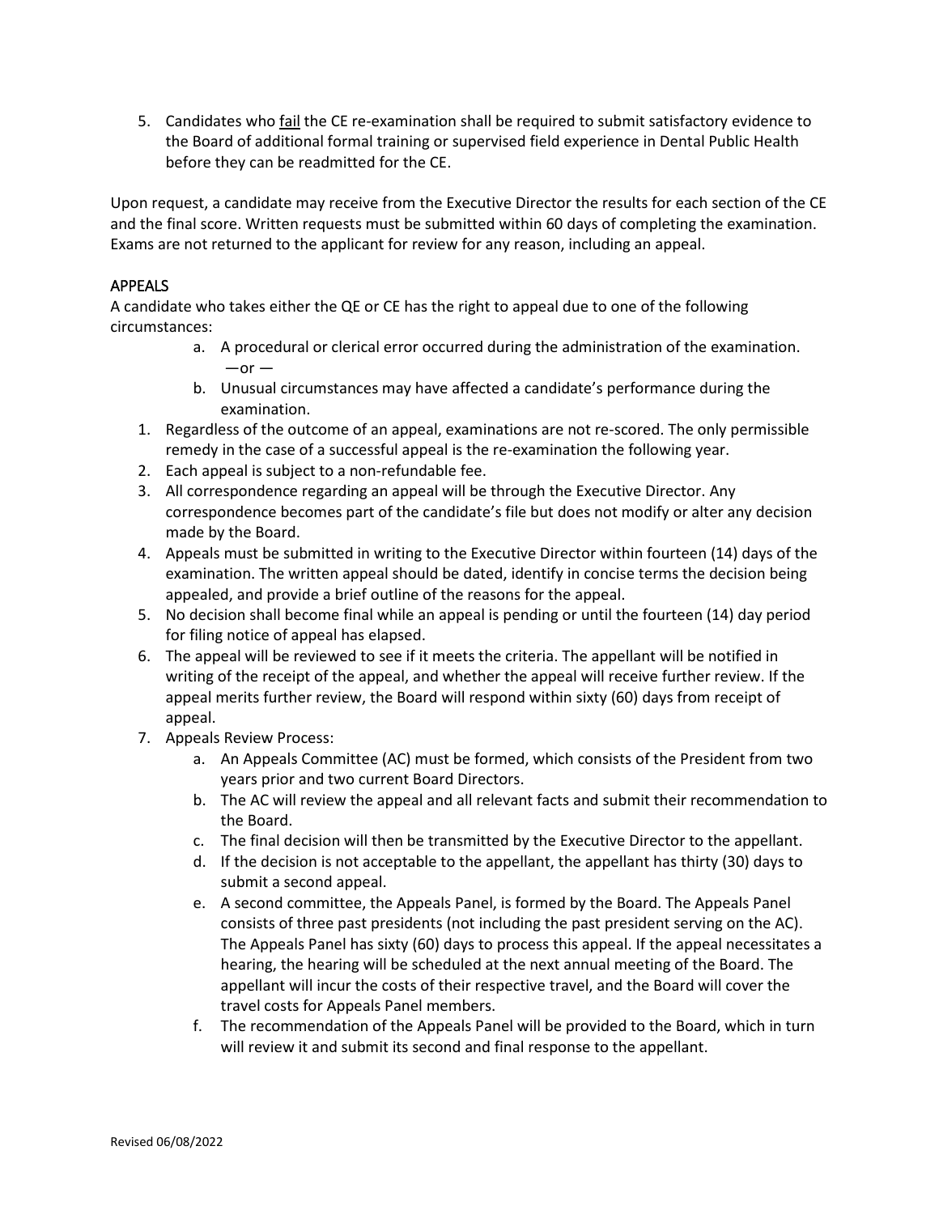5. Candidates who <u>fail</u> the CE re-examination shall be required to submit satisfactory evidence to the Board of additional formal training or supervised field experience in Dental Public Health before they can be readmitted for the CE.

Upon request, a candidate may receive from the Executive Director the results for each section of the CE and the final score. Written requests must be submitted within 60 days of completing the examination. Exams are not returned to the applicant for review for any reason, including an appeal.

## APPEALS

A candidate who takes either the QE or CE has the right to appeal due to one of the following circumstances:

a. A procedural or clerical error occurred during the administration of the examination. —or —
b. Unusual circumstances may have affected a candidate's performance during the examination.

1. Regardless of the outcome of an appeal, examinations are not re-scored. The only permissible remedy in the case of a successful appeal is the re-examination the following year.
2. Each appeal is subject to a non-refundable fee.
3. All correspondence regarding an appeal will be through the Executive Director. Any correspondence becomes part of the candidate's file but does not modify or alter any decision made by the Board.
4. Appeals must be submitted in writing to the Executive Director within fourteen (14) days of the examination. The written appeal should be dated, identify in concise terms the decision being appealed, and provide a brief outline of the reasons for the appeal.
5. No decision shall become final while an appeal is pending or until the fourteen (14) day period for filing notice of appeal has elapsed.
6. The appeal will be reviewed to see if it meets the criteria. The appellant will be notified in writing of the receipt of the appeal, and whether the appeal will receive further review. If the appeal merits further review, the Board will respond within sixty (60) days from receipt of appeal.
7. Appeals Review Process:
   a. An Appeals Committee (AC) must be formed, which consists of the President from two years prior and two current Board Directors.
   b. The AC will review the appeal and all relevant facts and submit their recommendation to the Board.
   c. The final decision will then be transmitted by the Executive Director to the appellant.
   d. If the decision is not acceptable to the appellant, the appellant has thirty (30) days to submit a second appeal.
   e. A second committee, the Appeals Panel, is formed by the Board. The Appeals Panel consists of three past presidents (not including the past president serving on the AC). The Appeals Panel has sixty (60) days to process this appeal. If the appeal necessitates a hearing, the hearing will be scheduled at the next annual meeting of the Board. The appellant will incur the costs of their respective travel, and the Board will cover the travel costs for Appeals Panel members.
   f. The recommendation of the Appeals Panel will be provided to the Board, which in turn will review it and submit its second and final response to the appellant.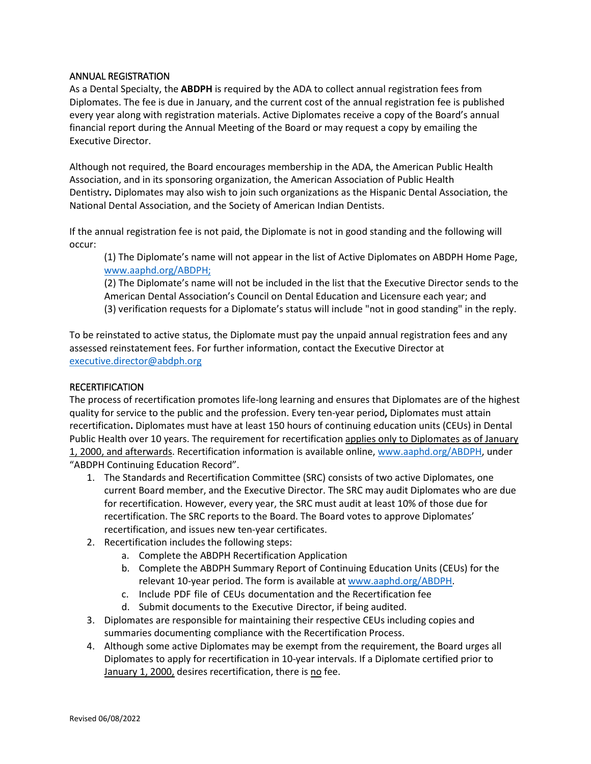## ANNUAL REGISTRATION

As a Dental Specialty, the **ABDPH** is required by the ADA to collect annual registration fees from Diplomates. The fee is due in January, and the current cost of the annual registration fee is published every year along with registration materials. Active Diplomates receive a copy of the Board's annual financial report during the Annual Meeting of the Board or may request a copy by emailing the Executive Director.

Although not required, the Board encourages membership in the ADA, the American Public Health Association, and in its sponsoring organization, the American Association of Public Health Dentistry**.** Diplomates may also wish to join such organizations as the Hispanic Dental Association, the National Dental Association, and the Society of American Indian Dentists.

If the annual registration fee is not paid, the Diplomate is not in good standing and the following will occur:

(1) The Diplomate's name will not appear in the list of Active Diplomates on ABDPH Home Page, www.aaphd.org/ABDPH;
(2) The Diplomate's name will not be included in the list that the Executive Director sends to the American Dental Association's Council on Dental Education and Licensure each year; and
(3) verification requests for a Diplomate's status will include "not in good standing" in the reply.

To be reinstated to active status, the Diplomate must pay the unpaid annual registration fees and any assessed reinstatement fees. For further information, contact the Executive Director at executive.director@abdph.org

## RECERTIFICATION

The process of recertification promotes life-long learning and ensures that Diplomates are of the highest quality for service to the public and the profession. Every ten-year period**,** Diplomates must attain recertification**.** Diplomates must have at least 150 hours of continuing education units (CEUs) in Dental Public Health over 10 years. The requirement for recertification applies only to Diplomates as of January 1, 2000, and afterwards. Recertification information is available online, www.aaphd.org/ABDPH, under "ABDPH Continuing Education Record".

1. The Standards and Recertification Committee (SRC) consists of two active Diplomates, one current Board member, and the Executive Director. The SRC may audit Diplomates who are due for recertification. However, every year, the SRC must audit at least 10% of those due for recertification. The SRC reports to the Board. The Board votes to approve Diplomates' recertification, and issues new ten-year certificates.
2. Recertification includes the following steps:
   a. Complete the ABDPH Recertification Application
   b. Complete the ABDPH Summary Report of Continuing Education Units (CEUs) for the relevant 10-year period. The form is available at www.aaphd.org/ABDPH.
   c. Include PDF file of CEUs documentation and the Recertification fee
   d. Submit documents to the Executive Director, if being audited.
3. Diplomates are responsible for maintaining their respective CEUs including copies and summaries documenting compliance with the Recertification Process.
4. Although some active Diplomates may be exempt from the requirement, the Board urges all Diplomates to apply for recertification in 10-year intervals. If a Diplomate certified prior to January 1, 2000, desires recertification, there is no fee.

Revised 06/08/2022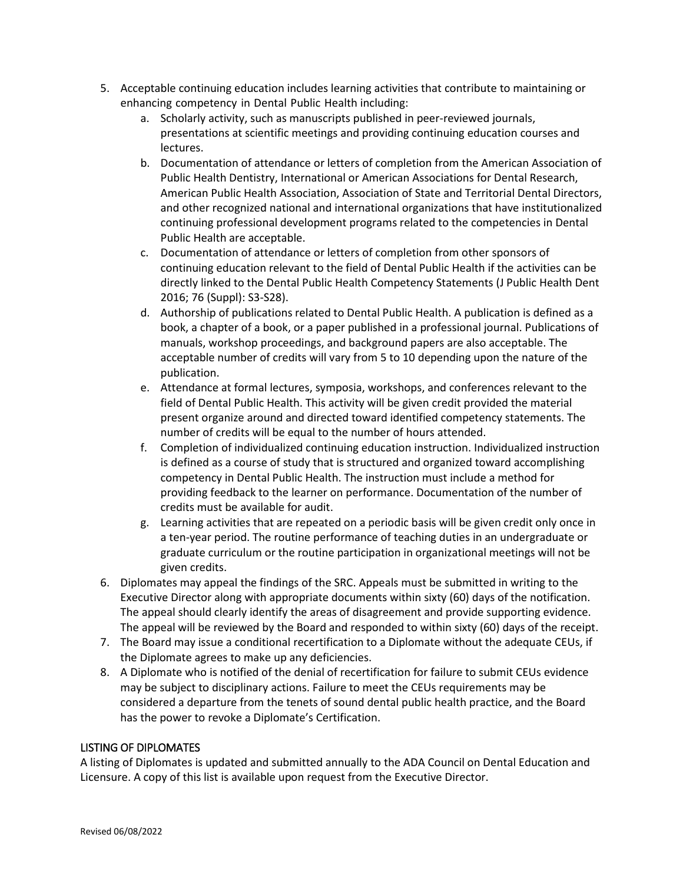5. Acceptable continuing education includes learning activities that contribute to maintaining or enhancing competency in Dental Public Health including:
   a. Scholarly activity, such as manuscripts published in peer-reviewed journals, presentations at scientific meetings and providing continuing education courses and lectures.
   b. Documentation of attendance or letters of completion from the American Association of Public Health Dentistry, International or American Associations for Dental Research, American Public Health Association, Association of State and Territorial Dental Directors, and other recognized national and international organizations that have institutionalized continuing professional development programs related to the competencies in Dental Public Health are acceptable.
   c. Documentation of attendance or letters of completion from other sponsors of continuing education relevant to the field of Dental Public Health if the activities can be directly linked to the Dental Public Health Competency Statements (J Public Health Dent 2016; 76 (Suppl): S3-S28).
   d. Authorship of publications related to Dental Public Health. A publication is defined as a book, a chapter of a book, or a paper published in a professional journal. Publications of manuals, workshop proceedings, and background papers are also acceptable. The acceptable number of credits will vary from 5 to 10 depending upon the nature of the publication.
   e. Attendance at formal lectures, symposia, workshops, and conferences relevant to the field of Dental Public Health. This activity will be given credit provided the material present organize around and directed toward identified competency statements. The number of credits will be equal to the number of hours attended.
   f. Completion of individualized continuing education instruction. Individualized instruction is defined as a course of study that is structured and organized toward accomplishing competency in Dental Public Health. The instruction must include a method for providing feedback to the learner on performance. Documentation of the number of credits must be available for audit.
   g. Learning activities that are repeated on a periodic basis will be given credit only once in a ten-year period. The routine performance of teaching duties in an undergraduate or graduate curriculum or the routine participation in organizational meetings will not be given credits.
6. Diplomates may appeal the findings of the SRC. Appeals must be submitted in writing to the Executive Director along with appropriate documents within sixty (60) days of the notification. The appeal should clearly identify the areas of disagreement and provide supporting evidence. The appeal will be reviewed by the Board and responded to within sixty (60) days of the receipt.
7. The Board may issue a conditional recertification to a Diplomate without the adequate CEUs, if the Diplomate agrees to make up any deficiencies.
8. A Diplomate who is notified of the denial of recertification for failure to submit CEUs evidence may be subject to disciplinary actions. Failure to meet the CEUs requirements may be considered a departure from the tenets of sound dental public health practice, and the Board has the power to revoke a Diplomate's Certification.

## LISTING OF DIPLOMATES

A listing of Diplomates is updated and submitted annually to the ADA Council on Dental Education and Licensure. A copy of this list is available upon request from the Executive Director.

Revised 06/08/2022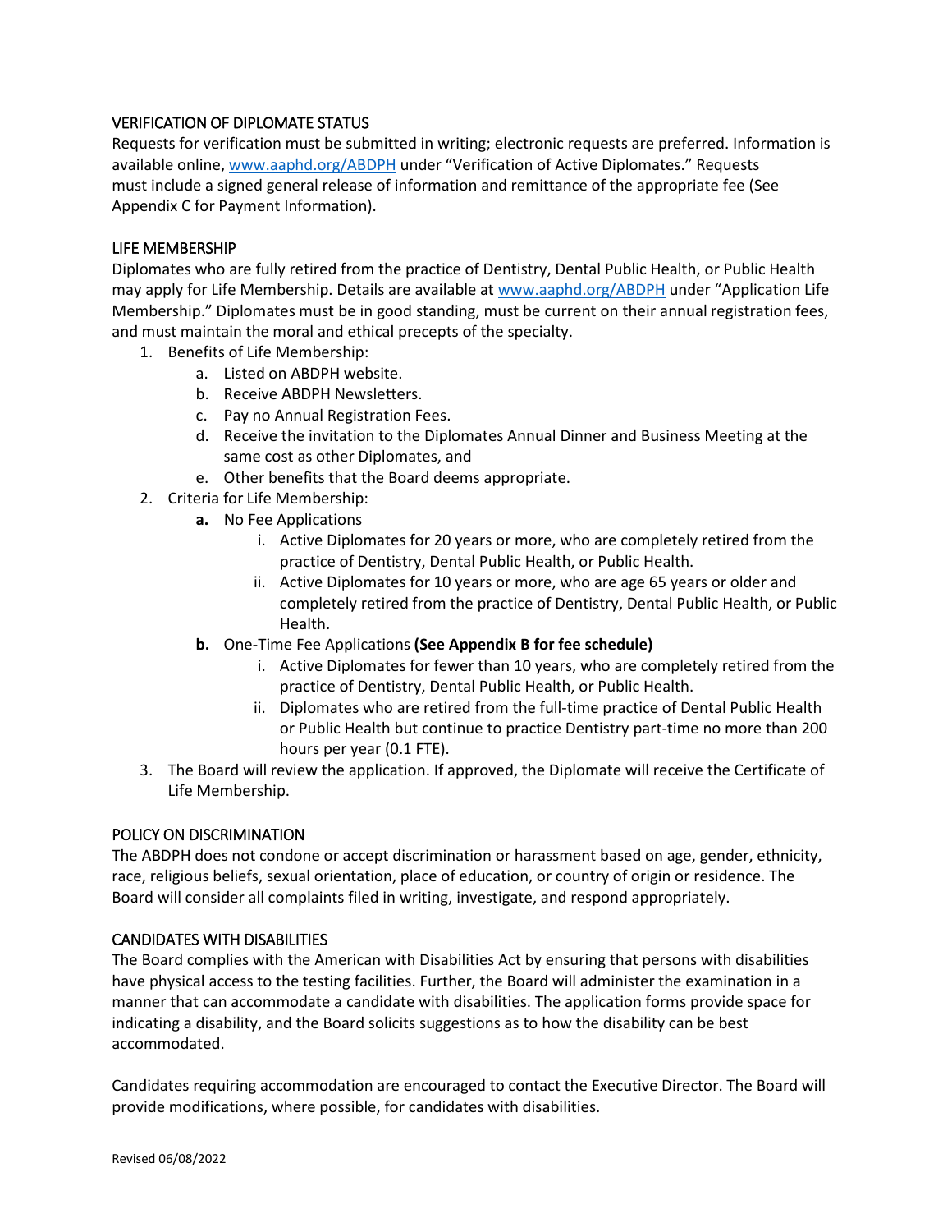## VERIFICATION OF DIPLOMATE STATUS

Requests for verification must be submitted in writing; electronic requests are preferred. Information is available online, www.aaphd.org/ABDPH under "Verification of Active Diplomates." Requests must include a signed general release of information and remittance of the appropriate fee (See Appendix C for Payment Information).

## LIFE MEMBERSHIP

Diplomates who are fully retired from the practice of Dentistry, Dental Public Health, or Public Health may apply for Life Membership. Details are available at www.aaphd.org/ABDPH under "Application Life Membership." Diplomates must be in good standing, must be current on their annual registration fees, and must maintain the moral and ethical precepts of the specialty.

1. Benefits of Life Membership:
   a. Listed on ABDPH website.
   b. Receive ABDPH Newsletters.
   c. Pay no Annual Registration Fees.
   d. Receive the invitation to the Diplomates Annual Dinner and Business Meeting at the same cost as other Diplomates, and
   e. Other benefits that the Board deems appropriate.
2. Criteria for Life Membership:
   **a.** No Fee Applications
      i. Active Diplomates for 20 years or more, who are completely retired from the practice of Dentistry, Dental Public Health, or Public Health.
      ii. Active Diplomates for 10 years or more, who are age 65 years or older and completely retired from the practice of Dentistry, Dental Public Health, or Public Health.

   **b.** One-Time Fee Applications **(See Appendix B for fee schedule)**
      i. Active Diplomates for fewer than 10 years, who are completely retired from the practice of Dentistry, Dental Public Health, or Public Health.
      ii. Diplomates who are retired from the full-time practice of Dental Public Health or Public Health but continue to practice Dentistry part-time no more than 200 hours per year (0.1 FTE).
3. The Board will review the application. If approved, the Diplomate will receive the Certificate of Life Membership.

## POLICY ON DISCRIMINATION

The ABDPH does not condone or accept discrimination or harassment based on age, gender, ethnicity, race, religious beliefs, sexual orientation, place of education, or country of origin or residence. The Board will consider all complaints filed in writing, investigate, and respond appropriately.

## CANDIDATES WITH DISABILITIES

The Board complies with the American with Disabilities Act by ensuring that persons with disabilities have physical access to the testing facilities. Further, the Board will administer the examination in a manner that can accommodate a candidate with disabilities. The application forms provide space for indicating a disability, and the Board solicits suggestions as to how the disability can be best accommodated.

Candidates requiring accommodation are encouraged to contact the Executive Director. The Board will provide modifications, where possible, for candidates with disabilities.

Revised 06/08/2022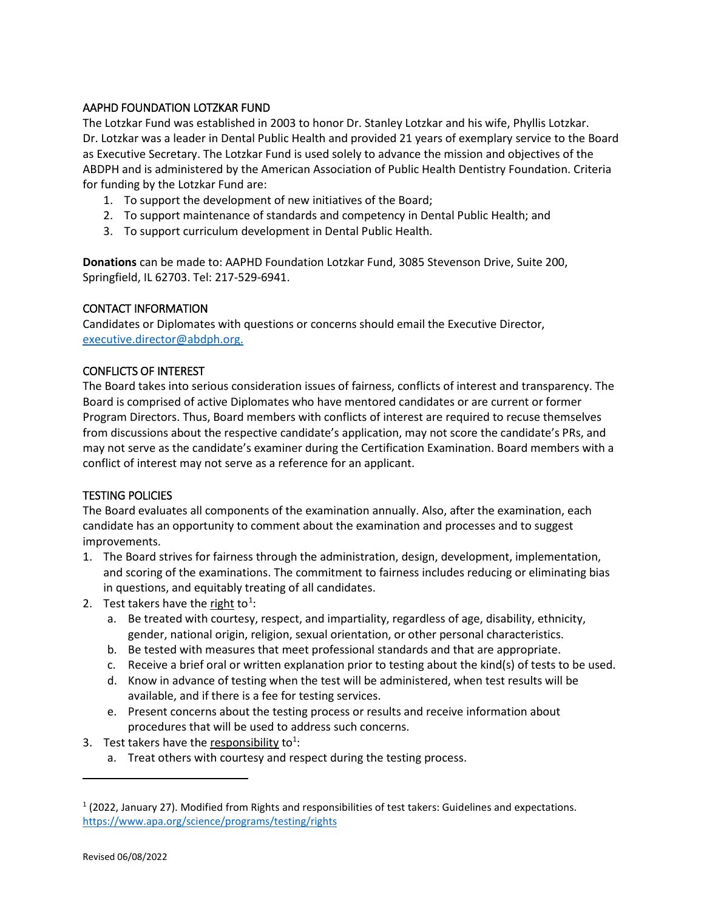## AAPHD FOUNDATION LOTZKAR FUND

The Lotzkar Fund was established in 2003 to honor Dr. Stanley Lotzkar and his wife, Phyllis Lotzkar. Dr. Lotzkar was a leader in Dental Public Health and provided 21 years of exemplary service to the Board as Executive Secretary. The Lotzkar Fund is used solely to advance the mission and objectives of the ABDPH and is administered by the American Association of Public Health Dentistry Foundation. Criteria for funding by the Lotzkar Fund are:

1. To support the development of new initiatives of the Board;
2. To support maintenance of standards and competency in Dental Public Health; and
3. To support curriculum development in Dental Public Health.

**Donations** can be made to: AAPHD Foundation Lotzkar Fund, 3085 Stevenson Drive, Suite 200, Springfield, IL 62703. Tel: 217-529-6941.

## CONTACT INFORMATION

Candidates or Diplomates with questions or concerns should email the Executive Director, executive.director@abdph.org.

## CONFLICTS OF INTEREST

The Board takes into serious consideration issues of fairness, conflicts of interest and transparency. The Board is comprised of active Diplomates who have mentored candidates or are current or former Program Directors. Thus, Board members with conflicts of interest are required to recuse themselves from discussions about the respective candidate's application, may not score the candidate's PRs, and may not serve as the candidate's examiner during the Certification Examination. Board members with a conflict of interest may not serve as a reference for an applicant.

## TESTING POLICIES

The Board evaluates all components of the examination annually. Also, after the examination, each candidate has an opportunity to comment about the examination and processes and to suggest improvements.

1. The Board strives for fairness through the administration, design, development, implementation, and scoring of the examinations. The commitment to fairness includes reducing or eliminating bias in questions, and equitably treating of all candidates.
2. Test takers have the right to[1]:
   a. Be treated with courtesy, respect, and impartiality, regardless of age, disability, ethnicity, gender, national origin, religion, sexual orientation, or other personal characteristics.
   b. Be tested with measures that meet professional standards and that are appropriate.
   c. Receive a brief oral or written explanation prior to testing about the kind(s) of tests to be used.
   d. Know in advance of testing when the test will be administered, when test results will be available, and if there is a fee for testing services.
   e. Present concerns about the testing process or results and receive information about procedures that will be used to address such concerns.
3. Test takers have the responsibility to[1]:
   a. Treat others with courtesy and respect during the testing process.

---

[1] (2022, January 27). Modified from Rights and responsibilities of test takers: Guidelines and expectations. https://www.apa.org/science/programs/testing/rights

Revised 06/08/2022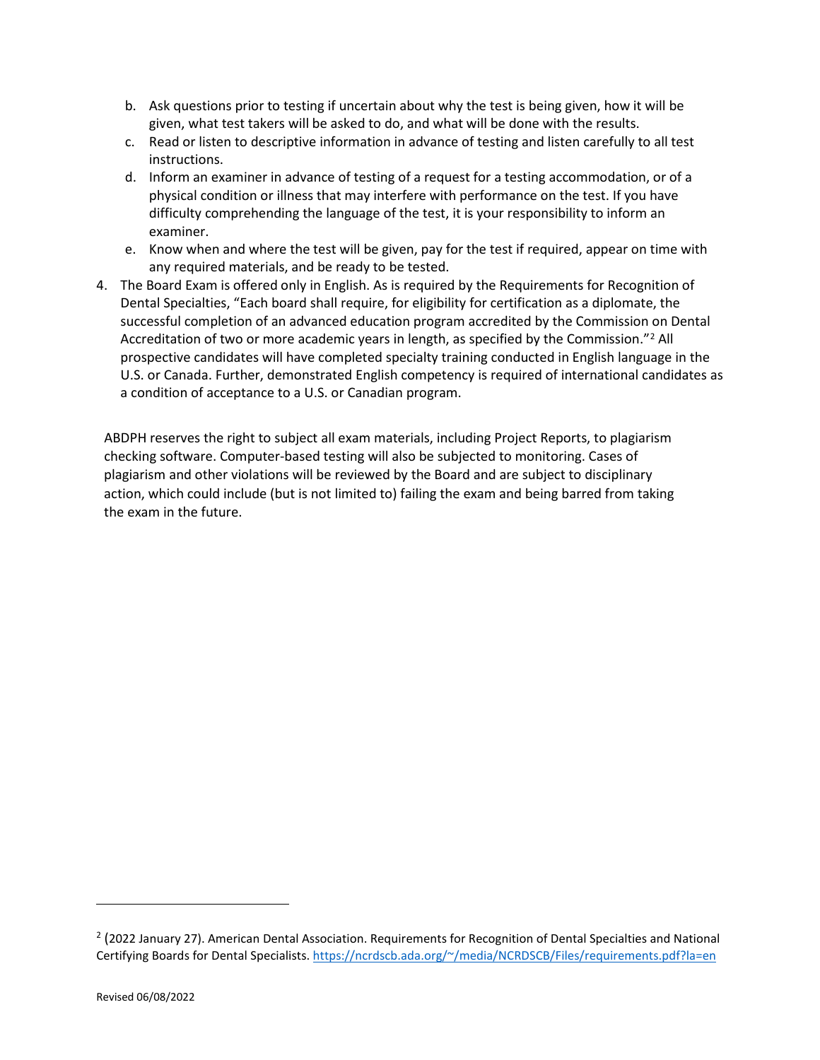b. Ask questions prior to testing if uncertain about why the test is being given, how it will be given, what test takers will be asked to do, and what will be done with the results.
c. Read or listen to descriptive information in advance of testing and listen carefully to all test instructions.
d. Inform an examiner in advance of testing of a request for a testing accommodation, or of a physical condition or illness that may interfere with performance on the test. If you have difficulty comprehending the language of the test, it is your responsibility to inform an examiner.
e. Know when and where the test will be given, pay for the test if required, appear on time with any required materials, and be ready to be tested.

4. The Board Exam is offered only in English. As is required by the Requirements for Recognition of Dental Specialties, "Each board shall require, for eligibility for certification as a diplomate, the successful completion of an advanced education program accredited by the Commission on Dental Accreditation of two or more academic years in length, as specified by the Commission."[2] All prospective candidates will have completed specialty training conducted in English language in the U.S. or Canada. Further, demonstrated English competency is required of international candidates as a condition of acceptance to a U.S. or Canadian program.

ABDPH reserves the right to subject all exam materials, including Project Reports, to plagiarism checking software. Computer-based testing will also be subjected to monitoring. Cases of plagiarism and other violations will be reviewed by the Board and are subject to disciplinary action, which could include (but is not limited to) failing the exam and being barred from taking the exam in the future.

---

[2] (2022 January 27). American Dental Association. Requirements for Recognition of Dental Specialties and National Certifying Boards for Dental Specialists. https://ncrdscb.ada.org/~/media/NCRDSCB/Files/requirements.pdf?la=en

Revised 06/08/2022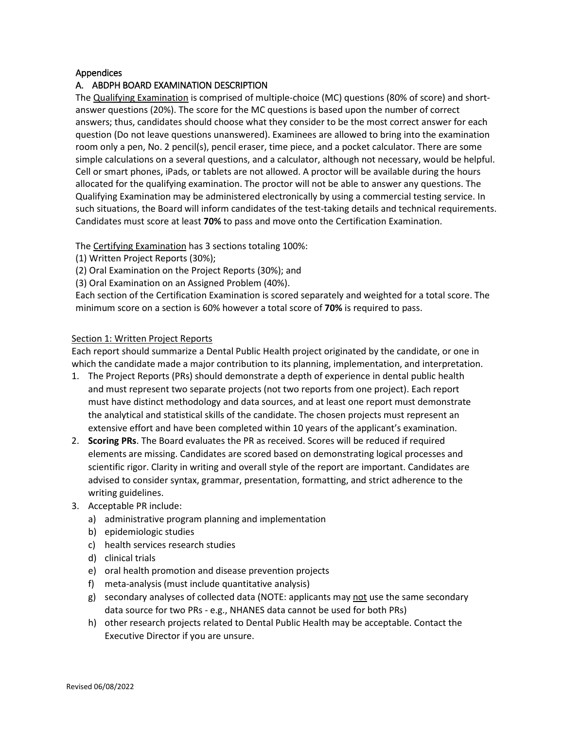## Appendices

### A. ABDPH BOARD EXAMINATION DESCRIPTION

The Qualifying Examination is comprised of multiple-choice (MC) questions (80% of score) and short-answer questions (20%). The score for the MC questions is based upon the number of correct answers; thus, candidates should choose what they consider to be the most correct answer for each question (Do not leave questions unanswered). Examinees are allowed to bring into the examination room only a pen, No. 2 pencil(s), pencil eraser, time piece, and a pocket calculator. There are some simple calculations on a several questions, and a calculator, although not necessary, would be helpful. Cell or smart phones, iPads, or tablets are not allowed. A proctor will be available during the hours allocated for the qualifying examination. The proctor will not be able to answer any questions. The Qualifying Examination may be administered electronically by using a commercial testing service. In such situations, the Board will inform candidates of the test-taking details and technical requirements. Candidates must score at least **70%** to pass and move onto the Certification Examination.

The Certifying Examination has 3 sections totaling 100%:

(1) Written Project Reports (30%);
(2) Oral Examination on the Project Reports (30%); and
(3) Oral Examination on an Assigned Problem (40%).

Each section of the Certification Examination is scored separately and weighted for a total score. The minimum score on a section is 60% however a total score of **70%** is required to pass.

#### Section 1: Written Project Reports

Each report should summarize a Dental Public Health project originated by the candidate, or one in which the candidate made a major contribution to its planning, implementation, and interpretation.

1. The Project Reports (PRs) should demonstrate a depth of experience in dental public health and must represent two separate projects (not two reports from one project). Each report must have distinct methodology and data sources, and at least one report must demonstrate the analytical and statistical skills of the candidate. The chosen projects must represent an extensive effort and have been completed within 10 years of the applicant's examination.
2. **Scoring PRs**. The Board evaluates the PR as received. Scores will be reduced if required elements are missing. Candidates are scored based on demonstrating logical processes and scientific rigor. Clarity in writing and overall style of the report are important. Candidates are advised to consider syntax, grammar, presentation, formatting, and strict adherence to the writing guidelines.
3. Acceptable PR include:
   a) administrative program planning and implementation
   b) epidemiologic studies
   c) health services research studies
   d) clinical trials
   e) oral health promotion and disease prevention projects
   f) meta-analysis (must include quantitative analysis)
   g) secondary analyses of collected data (NOTE: applicants may not use the same secondary data source for two PRs - e.g., NHANES data cannot be used for both PRs)
   h) other research projects related to Dental Public Health may be acceptable. Contact the Executive Director if you are unsure.

Revised 06/08/2022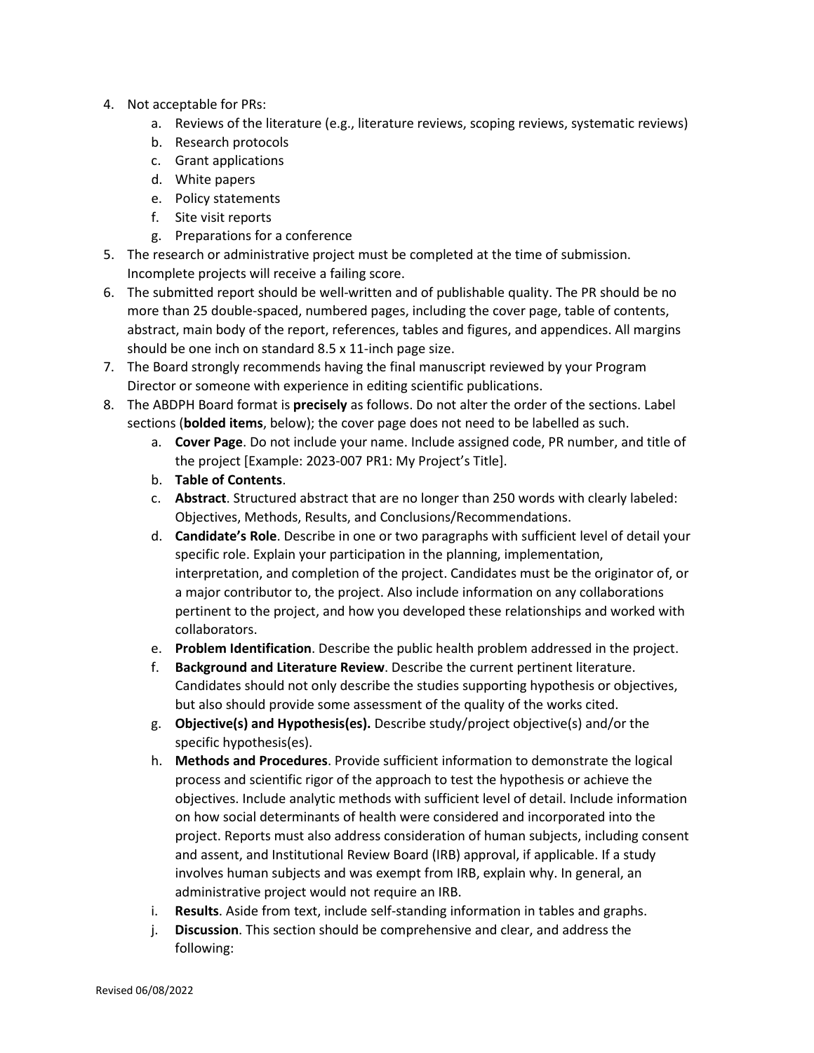4. Not acceptable for PRs:
    a. Reviews of the literature (e.g., literature reviews, scoping reviews, systematic reviews)
    b. Research protocols
    c. Grant applications
    d. White papers
    e. Policy statements
    f. Site visit reports
    g. Preparations for a conference
5. The research or administrative project must be completed at the time of submission. Incomplete projects will receive a failing score.
6. The submitted report should be well-written and of publishable quality. The PR should be no more than 25 double-spaced, numbered pages, including the cover page, table of contents, abstract, main body of the report, references, tables and figures, and appendices. All margins should be one inch on standard 8.5 x 11-inch page size.
7. The Board strongly recommends having the final manuscript reviewed by your Program Director or someone with experience in editing scientific publications.
8. The ABDPH Board format is **precisely** as follows. Do not alter the order of the sections. Label sections (**bolded items**, below); the cover page does not need to be labelled as such.
    a. **Cover Page**. Do not include your name. Include assigned code, PR number, and title of the project [Example: 2023-007 PR1: My Project's Title].
    b. **Table of Contents**.
    c. **Abstract**. Structured abstract that are no longer than 250 words with clearly labeled: Objectives, Methods, Results, and Conclusions/Recommendations.
    d. **Candidate's Role**. Describe in one or two paragraphs with sufficient level of detail your specific role. Explain your participation in the planning, implementation, interpretation, and completion of the project. Candidates must be the originator of, or a major contributor to, the project. Also include information on any collaborations pertinent to the project, and how you developed these relationships and worked with collaborators.
    e. **Problem Identification**. Describe the public health problem addressed in the project.
    f. **Background and Literature Review**. Describe the current pertinent literature. Candidates should not only describe the studies supporting hypothesis or objectives, but also should provide some assessment of the quality of the works cited.
    g. **Objective(s) and Hypothesis(es).** Describe study/project objective(s) and/or the specific hypothesis(es).
    h. **Methods and Procedures**. Provide sufficient information to demonstrate the logical process and scientific rigor of the approach to test the hypothesis or achieve the objectives. Include analytic methods with sufficient level of detail. Include information on how social determinants of health were considered and incorporated into the project. Reports must also address consideration of human subjects, including consent and assent, and Institutional Review Board (IRB) approval, if applicable. If a study involves human subjects and was exempt from IRB, explain why. In general, an administrative project would not require an IRB.
    i. **Results**. Aside from text, include self-standing information in tables and graphs.
    j. **Discussion**. This section should be comprehensive and clear, and address the following: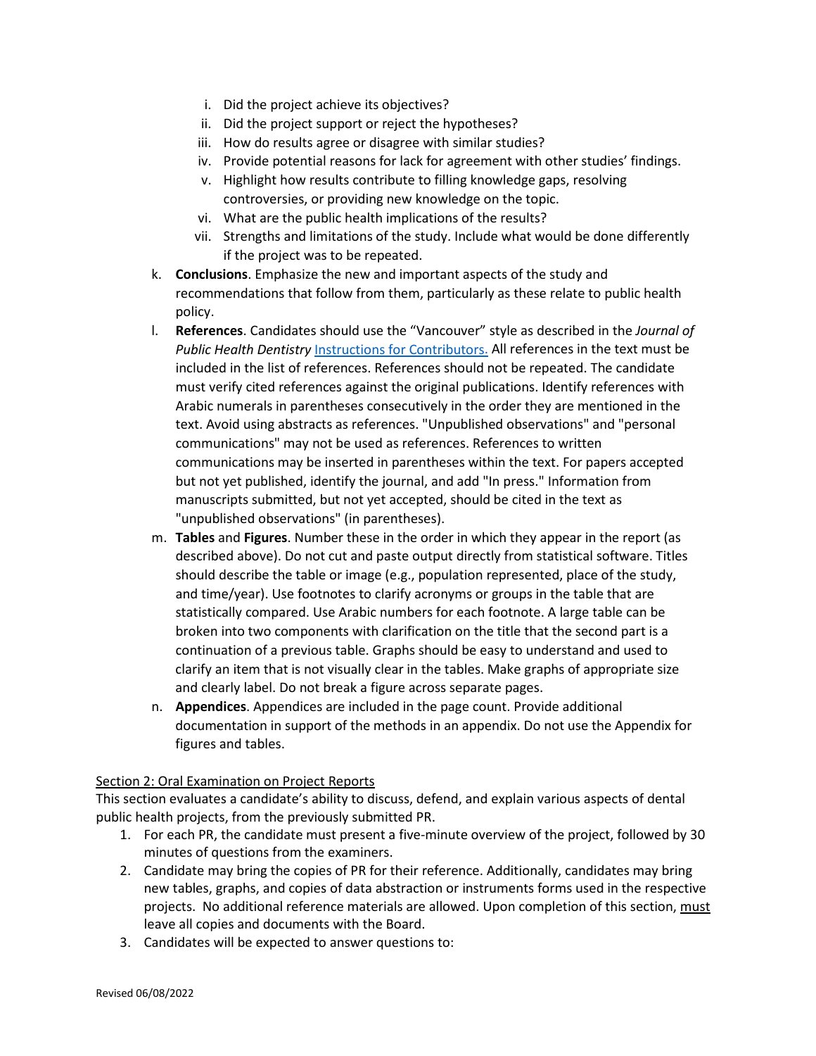i. Did the project achieve its objectives?
   ii. Did the project support or reject the hypotheses?
   iii. How do results agree or disagree with similar studies?
   iv. Provide potential reasons for lack for agreement with other studies' findings.
   v. Highlight how results contribute to filling knowledge gaps, resolving controversies, or providing new knowledge on the topic.
   vi. What are the public health implications of the results?
   vii. Strengths and limitations of the study. Include what would be done differently if the project was to be repeated.

k. **Conclusions**. Emphasize the new and important aspects of the study and recommendations that follow from them, particularly as these relate to public health policy.

l. **References**. Candidates should use the "Vancouver" style as described in the *Journal of Public Health Dentistry* Instructions for Contributors. All references in the text must be included in the list of references. References should not be repeated. The candidate must verify cited references against the original publications. Identify references with Arabic numerals in parentheses consecutively in the order they are mentioned in the text. Avoid using abstracts as references. "Unpublished observations" and "personal communications" may not be used as references. References to written communications may be inserted in parentheses within the text. For papers accepted but not yet published, identify the journal, and add "In press." Information from manuscripts submitted, but not yet accepted, should be cited in the text as "unpublished observations" (in parentheses).

m. **Tables** and **Figures**. Number these in the order in which they appear in the report (as described above). Do not cut and paste output directly from statistical software. Titles should describe the table or image (e.g., population represented, place of the study, and time/year). Use footnotes to clarify acronyms or groups in the table that are statistically compared. Use Arabic numbers for each footnote. A large table can be broken into two components with clarification on the title that the second part is a continuation of a previous table. Graphs should be easy to understand and used to clarify an item that is not visually clear in the tables. Make graphs of appropriate size and clearly label. Do not break a figure across separate pages.

n. **Appendices**. Appendices are included in the page count. Provide additional documentation in support of the methods in an appendix. Do not use the Appendix for figures and tables.

Section 2: Oral Examination on Project Reports

This section evaluates a candidate's ability to discuss, defend, and explain various aspects of dental public health projects, from the previously submitted PR.

1. For each PR, the candidate must present a five-minute overview of the project, followed by 30 minutes of questions from the examiners.
2. Candidate may bring the copies of PR for their reference. Additionally, candidates may bring new tables, graphs, and copies of data abstraction or instruments forms used in the respective projects. No additional reference materials are allowed. Upon completion of this section, must leave all copies and documents with the Board.
3. Candidates will be expected to answer questions to: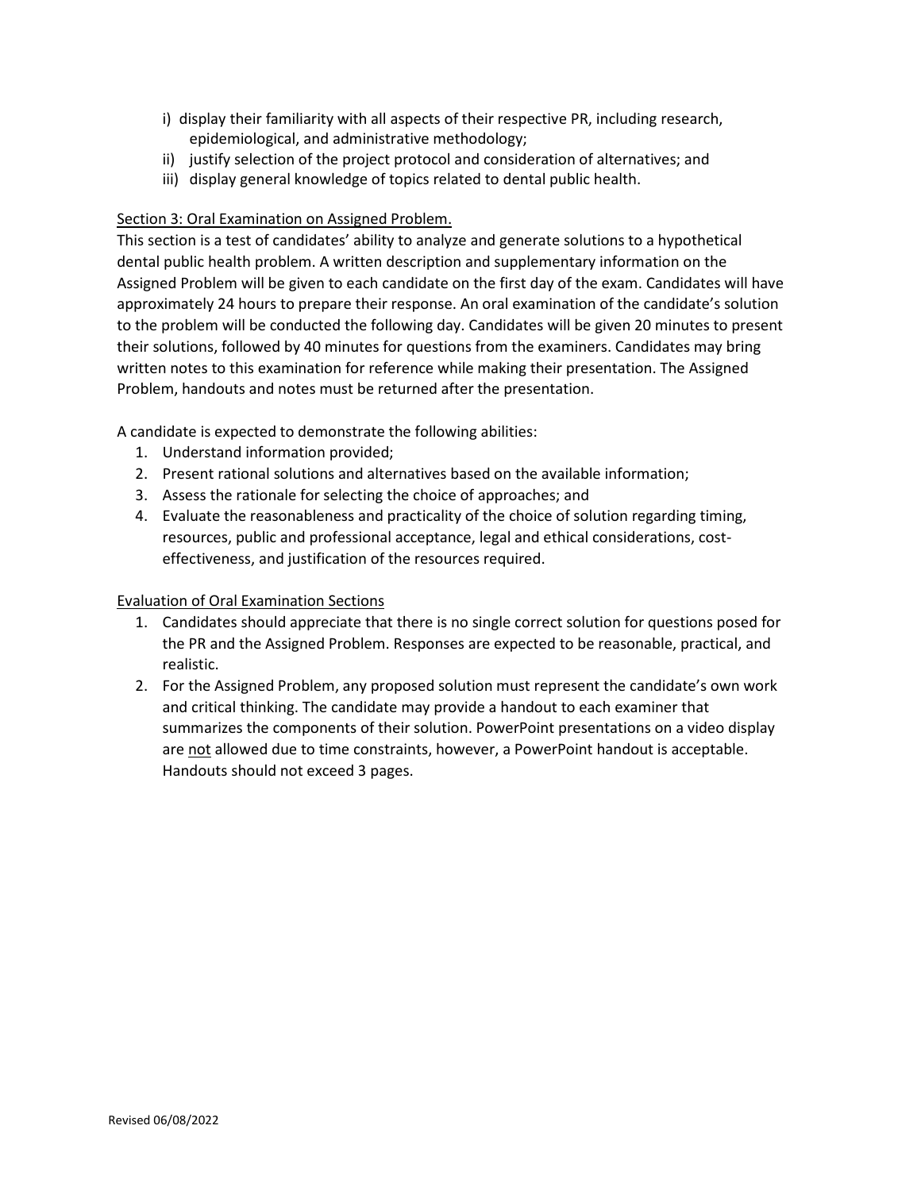i) display their familiarity with all aspects of their respective PR, including research, epidemiological, and administrative methodology;

ii) justify selection of the project protocol and consideration of alternatives; and

iii) display general knowledge of topics related to dental public health.

<u>Section 3: Oral Examination on Assigned Problem.</u>

This section is a test of candidates' ability to analyze and generate solutions to a hypothetical dental public health problem. A written description and supplementary information on the Assigned Problem will be given to each candidate on the first day of the exam. Candidates will have approximately 24 hours to prepare their response. An oral examination of the candidate's solution to the problem will be conducted the following day. Candidates will be given 20 minutes to present their solutions, followed by 40 minutes for questions from the examiners. Candidates may bring written notes to this examination for reference while making their presentation. The Assigned Problem, handouts and notes must be returned after the presentation.

A candidate is expected to demonstrate the following abilities:

1. Understand information provided;
2. Present rational solutions and alternatives based on the available information;
3. Assess the rationale for selecting the choice of approaches; and
4. Evaluate the reasonableness and practicality of the choice of solution regarding timing, resources, public and professional acceptance, legal and ethical considerations, cost-effectiveness, and justification of the resources required.

<u>Evaluation of Oral Examination Sections</u>

1. Candidates should appreciate that there is no single correct solution for questions posed for the PR and the Assigned Problem. Responses are expected to be reasonable, practical, and realistic.
2. For the Assigned Problem, any proposed solution must represent the candidate's own work and critical thinking. The candidate may provide a handout to each examiner that summarizes the components of their solution. PowerPoint presentations on a video display are <u>not</u> allowed due to time constraints, however, a PowerPoint handout is acceptable. Handouts should not exceed 3 pages.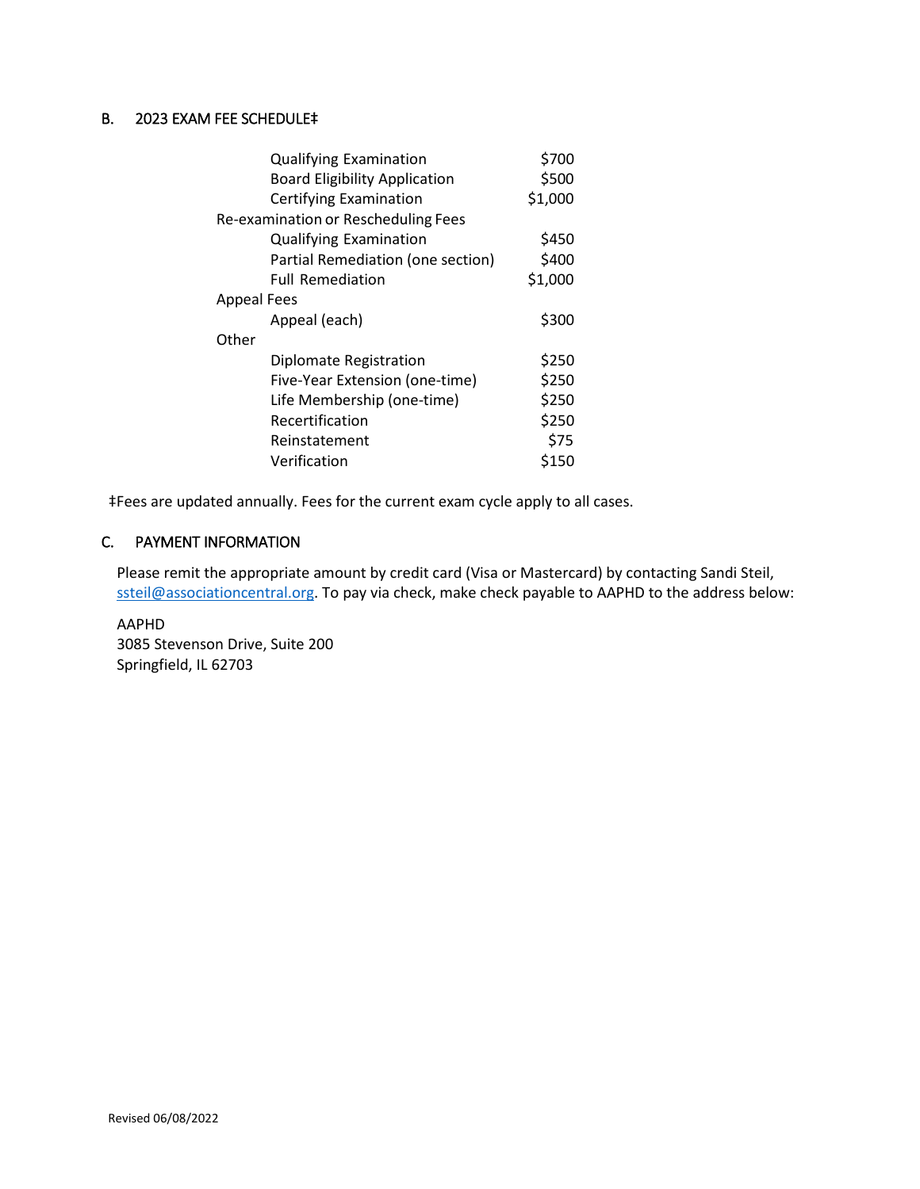## B. 2023 EXAM FEE SCHEDULE‡

| Item | Fee |
|---|---|
| Qualifying Examination | $700 |
| Board Eligibility Application | $500 |
| Certifying Examination | $1,000 |
| **Re-examination or Rescheduling Fees** | |
| Qualifying Examination | $450 |
| Partial Remediation (one section) | $400 |
| Full Remediation | $1,000 |
| **Appeal Fees** | |
| Appeal (each) | $300 |
| **Other** | |
| Diplomate Registration | $250 |
| Five-Year Extension (one-time) | $250 |
| Life Membership (one-time) | $250 |
| Recertification | $250 |
| Reinstatement | $75 |
| Verification | $150 |

‡Fees are updated annually. Fees for the current exam cycle apply to all cases.

## C. PAYMENT INFORMATION

Please remit the appropriate amount by credit card (Visa or Mastercard) by contacting Sandi Steil, ssteil@associationcentral.org. To pay via check, make check payable to AAPHD to the address below:

AAPHD
3085 Stevenson Drive, Suite 200
Springfield, IL 62703

Revised 06/08/2022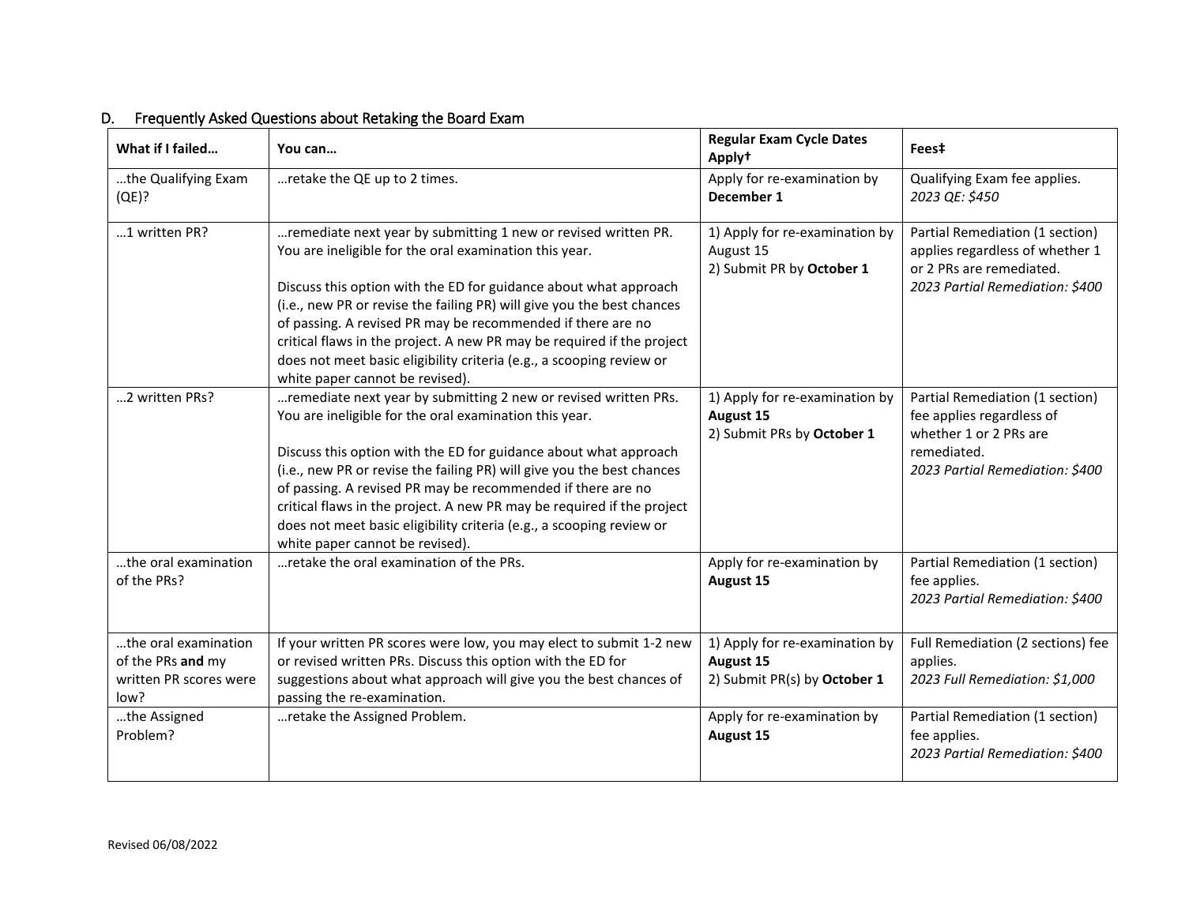## D. Frequently Asked Questions about Retaking the Board Exam

| What if I failed… | You can… | Regular Exam Cycle Dates Apply† | Fees‡ |
| --- | --- | --- | --- |
| …the Qualifying Exam (QE)? | …retake the QE up to 2 times. | Apply for re-examination by **December 1** | Qualifying Exam fee applies. *2023 QE: $450* |
| …1 written PR? | …remediate next year by submitting 1 new or revised written PR. You are ineligible for the oral examination this year.<br><br>Discuss this option with the ED for guidance about what approach (i.e., new PR or revise the failing PR) will give you the best chances of passing. A revised PR may be recommended if there are no critical flaws in the project. A new PR may be required if the project does not meet basic eligibility criteria (e.g., a scooping review or white paper cannot be revised). | 1) Apply for re-examination by August 15<br>2) Submit PR by **October 1** | Partial Remediation (1 section) applies regardless of whether 1 or 2 PRs are remediated. *2023 Partial Remediation: $400* |
| …2 written PRs? | …remediate next year by submitting 2 new or revised written PRs. You are ineligible for the oral examination this year.<br><br>Discuss this option with the ED for guidance about what approach (i.e., new PR or revise the failing PR) will give you the best chances of passing. A revised PR may be recommended if there are no critical flaws in the project. A new PR may be required if the project does not meet basic eligibility criteria (e.g., a scooping review or white paper cannot be revised). | 1) Apply for re-examination by **August 15**<br>2) Submit PRs by **October 1** | Partial Remediation (1 section) fee applies regardless of whether 1 or 2 PRs are remediated. *2023 Partial Remediation: $400* |
| …the oral examination of the PRs? | …retake the oral examination of the PRs. | Apply for re-examination by **August 15** | Partial Remediation (1 section) fee applies. *2023 Partial Remediation: $400* |
| …the oral examination of the PRs **and** my written PR scores were low? | If your written PR scores were low, you may elect to submit 1-2 new or revised written PRs. Discuss this option with the ED for suggestions about what approach will give you the best chances of passing the re-examination. | 1) Apply for re-examination by **August 15**<br>2) Submit PR(s) by **October 1** | Full Remediation (2 sections) fee applies. *2023 Full Remediation: $1,000* |
| …the Assigned Problem? | …retake the Assigned Problem. | Apply for re-examination by **August 15** | Partial Remediation (1 section) fee applies. *2023 Partial Remediation: $400* |

Revised 06/08/2022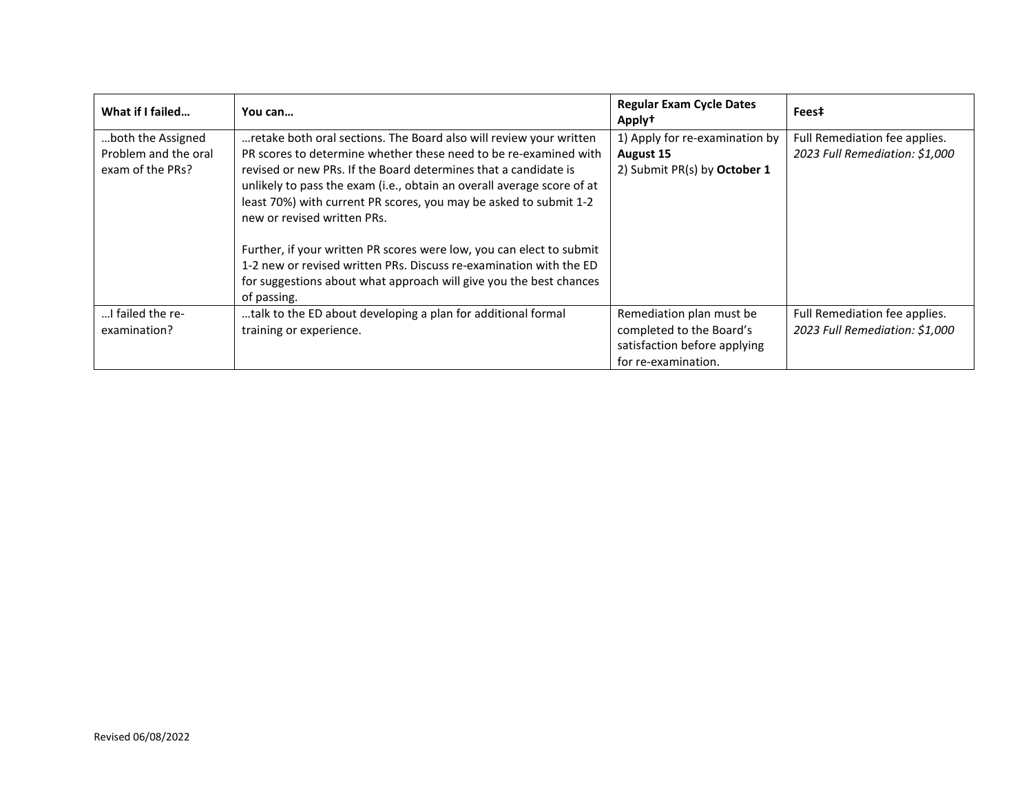| What if I failed… | You can… | Regular Exam Cycle Dates Apply† | Fees‡ |
|---|---|---|---|
| …both the Assigned Problem and the oral exam of the PRs? | …retake both oral sections. The Board also will review your written PR scores to determine whether these need to be re-examined with revised or new PRs. If the Board determines that a candidate is unlikely to pass the exam (i.e., obtain an overall average score of at least 70%) with current PR scores, you may be asked to submit 1-2 new or revised written PRs.<br><br>Further, if your written PR scores were low, you can elect to submit 1-2 new or revised written PRs. Discuss re-examination with the ED for suggestions about what approach will give you the best chances of passing. | 1) Apply for re-examination by **August 15**<br>2) Submit PR(s) by **October 1** | Full Remediation fee applies.<br>*2023 Full Remediation: $1,000* |
| …I failed the re-examination? | …talk to the ED about developing a plan for additional formal training or experience. | Remediation plan must be completed to the Board's satisfaction before applying for re-examination. | Full Remediation fee applies.<br>*2023 Full Remediation: $1,000* |

Revised 06/08/2022